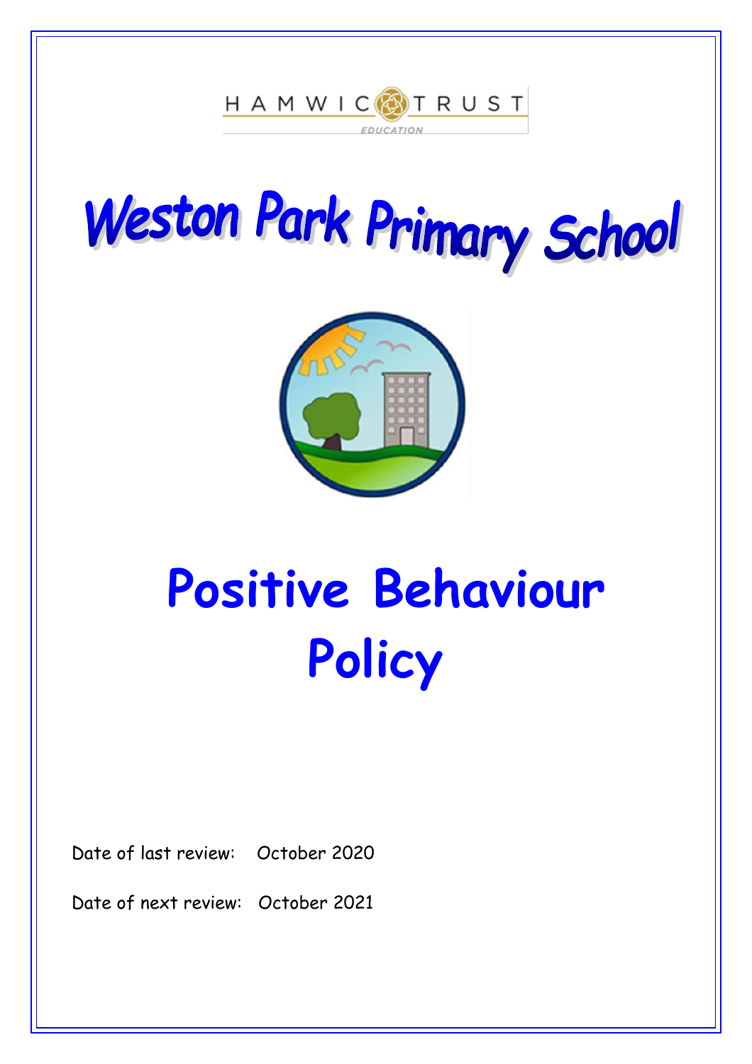HAMWIC TRUST
EDUCATION

# Weston Park Primary School

# Positive Behaviour Policy

Date of last review: October 2020

Date of next review: October 2021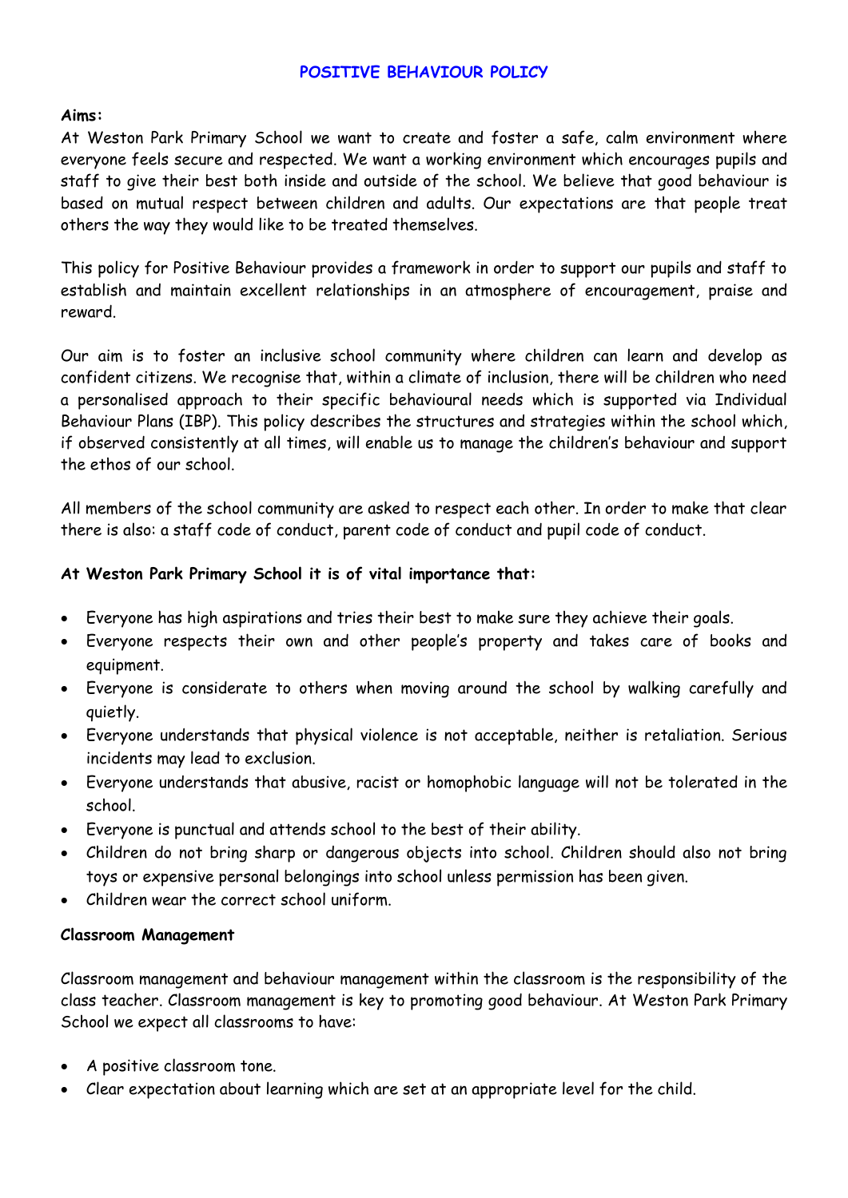# POSITIVE BEHAVIOUR POLICY

**Aims:**

At Weston Park Primary School we want to create and foster a safe, calm environment where everyone feels secure and respected. We want a working environment which encourages pupils and staff to give their best both inside and outside of the school. We believe that good behaviour is based on mutual respect between children and adults. Our expectations are that people treat others the way they would like to be treated themselves.

This policy for Positive Behaviour provides a framework in order to support our pupils and staff to establish and maintain excellent relationships in an atmosphere of encouragement, praise and reward.

Our aim is to foster an inclusive school community where children can learn and develop as confident citizens. We recognise that, within a climate of inclusion, there will be children who need a personalised approach to their specific behavioural needs which is supported via Individual Behaviour Plans (IBP). This policy describes the structures and strategies within the school which, if observed consistently at all times, will enable us to manage the children's behaviour and support the ethos of our school.

All members of the school community are asked to respect each other. In order to make that clear there is also: a staff code of conduct, parent code of conduct and pupil code of conduct.

**At Weston Park Primary School it is of vital importance that:**

- Everyone has high aspirations and tries their best to make sure they achieve their goals.
- Everyone respects their own and other people's property and takes care of books and equipment.
- Everyone is considerate to others when moving around the school by walking carefully and quietly.
- Everyone understands that physical violence is not acceptable, neither is retaliation. Serious incidents may lead to exclusion.
- Everyone understands that abusive, racist or homophobic language will not be tolerated in the school.
- Everyone is punctual and attends school to the best of their ability.
- Children do not bring sharp or dangerous objects into school. Children should also not bring toys or expensive personal belongings into school unless permission has been given.
- Children wear the correct school uniform.

**Classroom Management**

Classroom management and behaviour management within the classroom is the responsibility of the class teacher. Classroom management is key to promoting good behaviour. At Weston Park Primary School we expect all classrooms to have:

- A positive classroom tone.
- Clear expectation about learning which are set at an appropriate level for the child.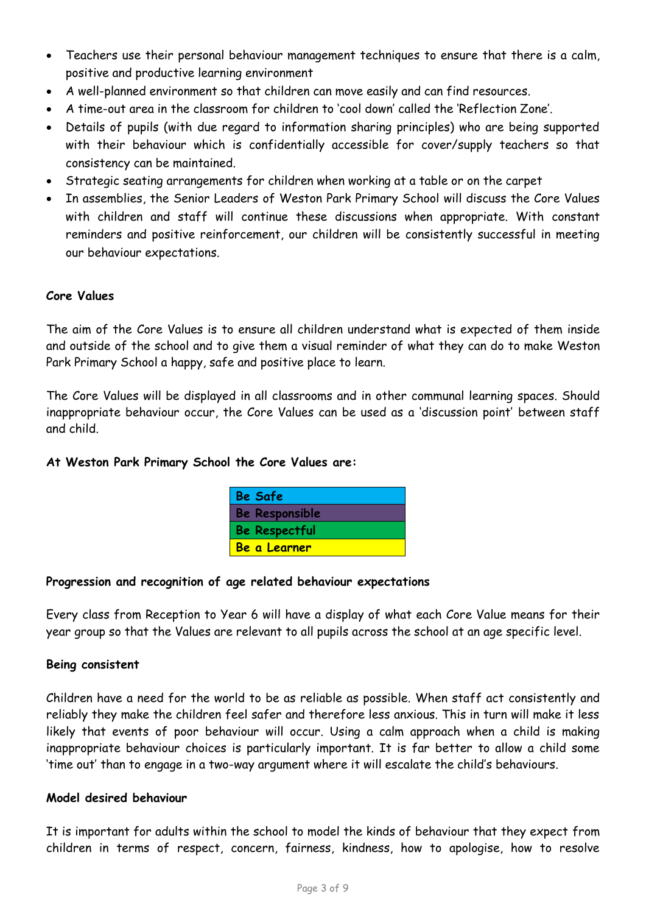- Teachers use their personal behaviour management techniques to ensure that there is a calm, positive and productive learning environment
- A well-planned environment so that children can move easily and can find resources.
- A time-out area in the classroom for children to 'cool down' called the 'Reflection Zone'.
- Details of pupils (with due regard to information sharing principles) who are being supported with their behaviour which is confidentially accessible for cover/supply teachers so that consistency can be maintained.
- Strategic seating arrangements for children when working at a table or on the carpet
- In assemblies, the Senior Leaders of Weston Park Primary School will discuss the Core Values with children and staff will continue these discussions when appropriate. With constant reminders and positive reinforcement, our children will be consistently successful in meeting our behaviour expectations.

**Core Values**

The aim of the Core Values is to ensure all children understand what is expected of them inside and outside of the school and to give them a visual reminder of what they can do to make Weston Park Primary School a happy, safe and positive place to learn.

The Core Values will be displayed in all classrooms and in other communal learning spaces. Should inappropriate behaviour occur, the Core Values can be used as a 'discussion point' between staff and child.

**At Weston Park Primary School the Core Values are:**

| Be Safe |
|---|
| Be Responsible |
| Be Respectful |
| Be a Learner |

**Progression and recognition of age related behaviour expectations**

Every class from Reception to Year 6 will have a display of what each Core Value means for their year group so that the Values are relevant to all pupils across the school at an age specific level.

**Being consistent**

Children have a need for the world to be as reliable as possible. When staff act consistently and reliably they make the children feel safer and therefore less anxious. This in turn will make it less likely that events of poor behaviour will occur. Using a calm approach when a child is making inappropriate behaviour choices is particularly important. It is far better to allow a child some 'time out' than to engage in a two-way argument where it will escalate the child's behaviours.

**Model desired behaviour**

It is important for adults within the school to model the kinds of behaviour that they expect from children in terms of respect, concern, fairness, kindness, how to apologise, how to resolve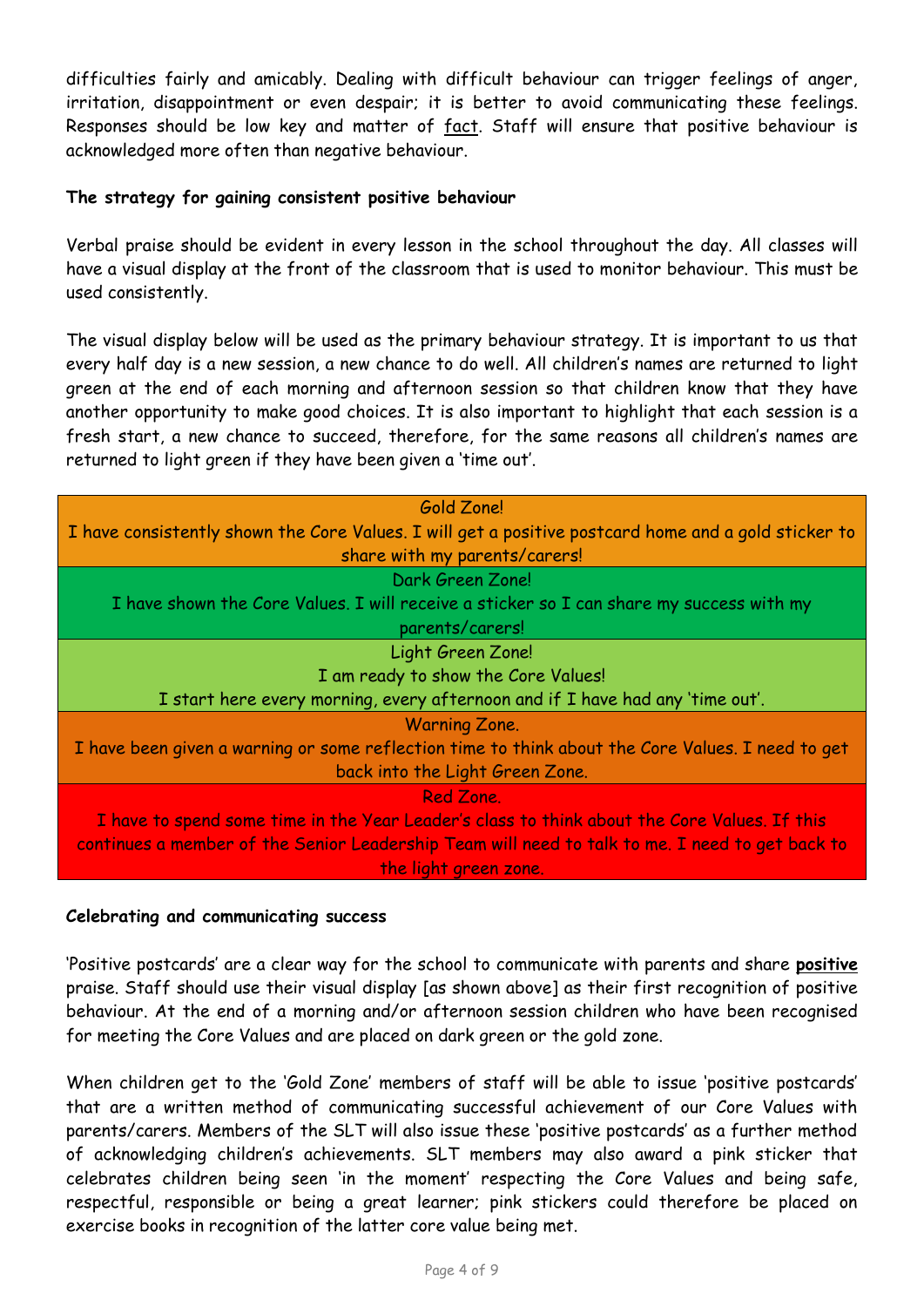difficulties fairly and amicably. Dealing with difficult behaviour can trigger feelings of anger, irritation, disappointment or even despair; it is better to avoid communicating these feelings. Responses should be low key and matter of fact. Staff will ensure that positive behaviour is acknowledged more often than negative behaviour.

**The strategy for gaining consistent positive behaviour**

Verbal praise should be evident in every lesson in the school throughout the day. All classes will have a visual display at the front of the classroom that is used to monitor behaviour. This must be used consistently.

The visual display below will be used as the primary behaviour strategy. It is important to us that every half day is a new session, a new chance to do well. All children's names are returned to light green at the end of each morning and afternoon session so that children know that they have another opportunity to make good choices. It is also important to highlight that each session is a fresh start, a new chance to succeed, therefore, for the same reasons all children's names are returned to light green if they have been given a 'time out'.

| Gold Zone!<br>I have consistently shown the Core Values. I will get a positive postcard home and a gold sticker to share with my parents/carers! |
|---|
| Dark Green Zone!<br>I have shown the Core Values. I will receive a sticker so I can share my success with my parents/carers! |
| Light Green Zone!<br>I am ready to show the Core Values!<br>I start here every morning, every afternoon and if I have had any 'time out'. |
| Warning Zone.<br>I have been given a warning or some reflection time to think about the Core Values. I need to get back into the Light Green Zone. |
| Red Zone.<br>I have to spend some time in the Year Leader's class to think about the Core Values. If this continues a member of the Senior Leadership Team will need to talk to me. I need to get back to the light green zone. |

**Celebrating and communicating success**

'Positive postcards' are a clear way for the school to communicate with parents and share **positive** praise. Staff should use their visual display [as shown above] as their first recognition of positive behaviour. At the end of a morning and/or afternoon session children who have been recognised for meeting the Core Values and are placed on dark green or the gold zone.

When children get to the 'Gold Zone' members of staff will be able to issue 'positive postcards' that are a written method of communicating successful achievement of our Core Values with parents/carers. Members of the SLT will also issue these 'positive postcards' as a further method of acknowledging children's achievements. SLT members may also award a pink sticker that celebrates children being seen 'in the moment' respecting the Core Values and being safe, respectful, responsible or being a great learner; pink stickers could therefore be placed on exercise books in recognition of the latter core value being met.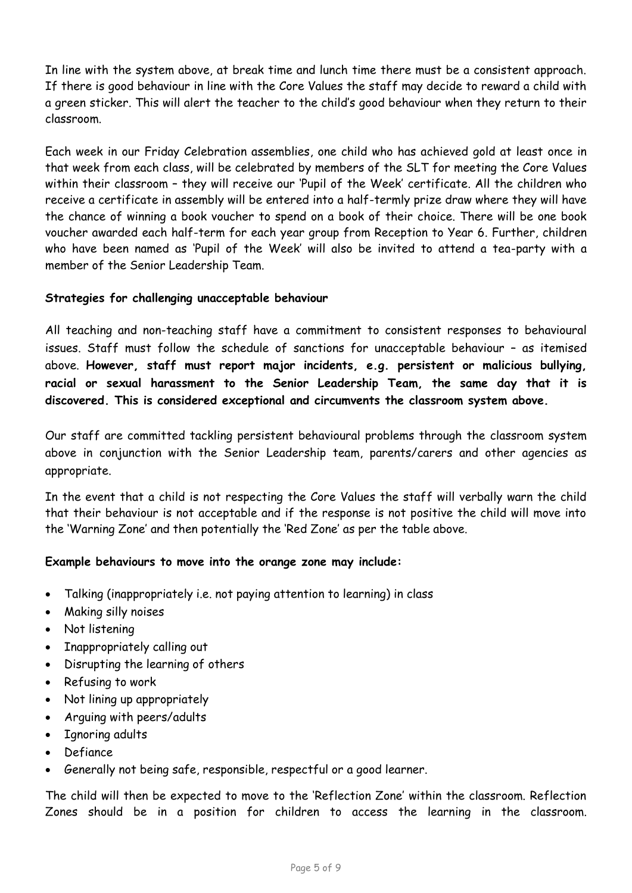In line with the system above, at break time and lunch time there must be a consistent approach. If there is good behaviour in line with the Core Values the staff may decide to reward a child with a green sticker. This will alert the teacher to the child's good behaviour when they return to their classroom.

Each week in our Friday Celebration assemblies, one child who has achieved gold at least once in that week from each class, will be celebrated by members of the SLT for meeting the Core Values within their classroom – they will receive our 'Pupil of the Week' certificate. All the children who receive a certificate in assembly will be entered into a half-termly prize draw where they will have the chance of winning a book voucher to spend on a book of their choice. There will be one book voucher awarded each half-term for each year group from Reception to Year 6. Further, children who have been named as 'Pupil of the Week' will also be invited to attend a tea-party with a member of the Senior Leadership Team.

**Strategies for challenging unacceptable behaviour**

All teaching and non-teaching staff have a commitment to consistent responses to behavioural issues. Staff must follow the schedule of sanctions for unacceptable behaviour – as itemised above. **However, staff must report major incidents, e.g. persistent or malicious bullying, racial or sexual harassment to the Senior Leadership Team, the same day that it is discovered. This is considered exceptional and circumvents the classroom system above.**

Our staff are committed tackling persistent behavioural problems through the classroom system above in conjunction with the Senior Leadership team, parents/carers and other agencies as appropriate.

In the event that a child is not respecting the Core Values the staff will verbally warn the child that their behaviour is not acceptable and if the response is not positive the child will move into the 'Warning Zone' and then potentially the 'Red Zone' as per the table above.

**Example behaviours to move into the orange zone may include:**

- Talking (inappropriately i.e. not paying attention to learning) in class
- Making silly noises
- Not listening
- Inappropriately calling out
- Disrupting the learning of others
- Refusing to work
- Not lining up appropriately
- Arguing with peers/adults
- Ignoring adults
- Defiance
- Generally not being safe, responsible, respectful or a good learner.

The child will then be expected to move to the 'Reflection Zone' within the classroom. Reflection Zones should be in a position for children to access the learning in the classroom.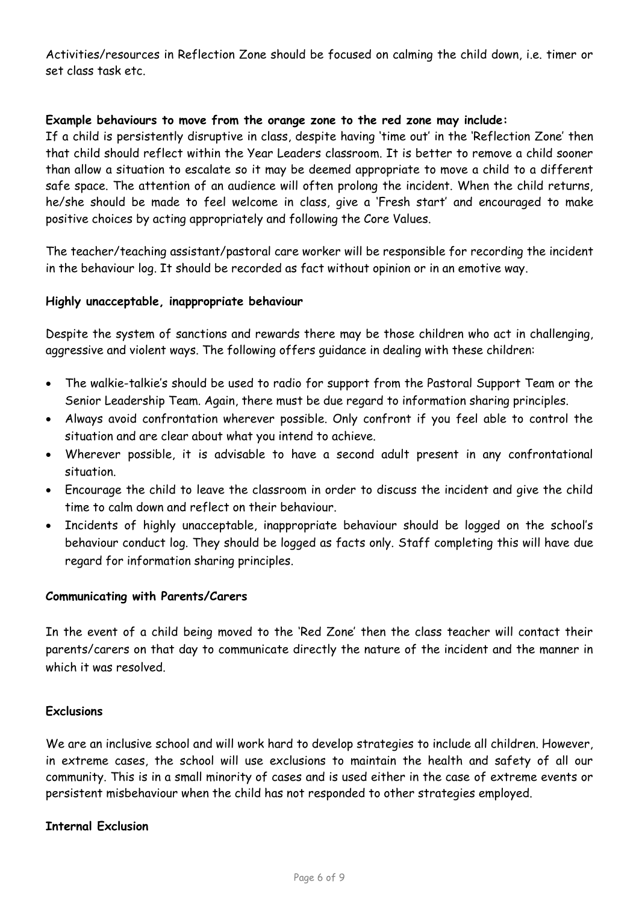Activities/resources in Reflection Zone should be focused on calming the child down, i.e. timer or set class task etc.

**Example behaviours to move from the orange zone to the red zone may include:**
If a child is persistently disruptive in class, despite having 'time out' in the 'Reflection Zone' then that child should reflect within the Year Leaders classroom. It is better to remove a child sooner than allow a situation to escalate so it may be deemed appropriate to move a child to a different safe space. The attention of an audience will often prolong the incident. When the child returns, he/she should be made to feel welcome in class, give a 'Fresh start' and encouraged to make positive choices by acting appropriately and following the Core Values.

The teacher/teaching assistant/pastoral care worker will be responsible for recording the incident in the behaviour log. It should be recorded as fact without opinion or in an emotive way.

**Highly unacceptable, inappropriate behaviour**

Despite the system of sanctions and rewards there may be those children who act in challenging, aggressive and violent ways. The following offers guidance in dealing with these children:

- The walkie-talkie's should be used to radio for support from the Pastoral Support Team or the Senior Leadership Team. Again, there must be due regard to information sharing principles.
- Always avoid confrontation wherever possible. Only confront if you feel able to control the situation and are clear about what you intend to achieve.
- Wherever possible, it is advisable to have a second adult present in any confrontational situation.
- Encourage the child to leave the classroom in order to discuss the incident and give the child time to calm down and reflect on their behaviour.
- Incidents of highly unacceptable, inappropriate behaviour should be logged on the school's behaviour conduct log. They should be logged as facts only. Staff completing this will have due regard for information sharing principles.

**Communicating with Parents/Carers**

In the event of a child being moved to the 'Red Zone' then the class teacher will contact their parents/carers on that day to communicate directly the nature of the incident and the manner in which it was resolved.

**Exclusions**

We are an inclusive school and will work hard to develop strategies to include all children. However, in extreme cases, the school will use exclusions to maintain the health and safety of all our community. This is in a small minority of cases and is used either in the case of extreme events or persistent misbehaviour when the child has not responded to other strategies employed.

**Internal Exclusion**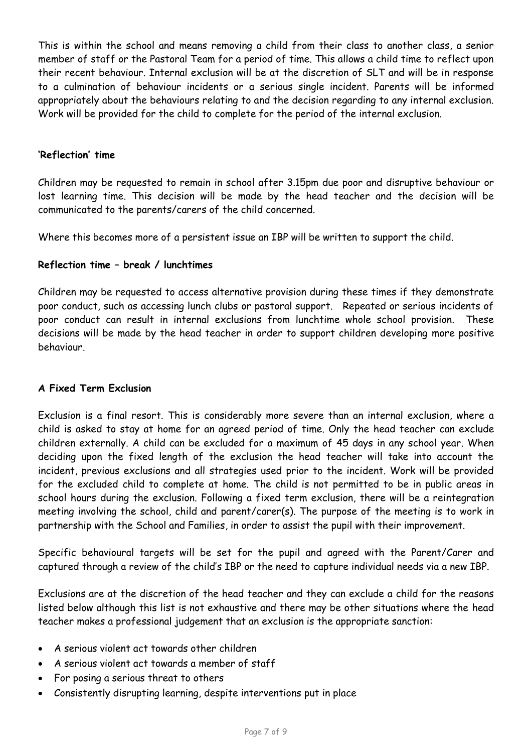This is within the school and means removing a child from their class to another class, a senior member of staff or the Pastoral Team for a period of time. This allows a child time to reflect upon their recent behaviour. Internal exclusion will be at the discretion of SLT and will be in response to a culmination of behaviour incidents or a serious single incident. Parents will be informed appropriately about the behaviours relating to and the decision regarding to any internal exclusion. Work will be provided for the child to complete for the period of the internal exclusion.

**'Reflection' time**

Children may be requested to remain in school after 3.15pm due poor and disruptive behaviour or lost learning time. This decision will be made by the head teacher and the decision will be communicated to the parents/carers of the child concerned.

Where this becomes more of a persistent issue an IBP will be written to support the child.

**Reflection time – break / lunchtimes**

Children may be requested to access alternative provision during these times if they demonstrate poor conduct, such as accessing lunch clubs or pastoral support. Repeated or serious incidents of poor conduct can result in internal exclusions from lunchtime whole school provision. These decisions will be made by the head teacher in order to support children developing more positive behaviour.

**A Fixed Term Exclusion**

Exclusion is a final resort. This is considerably more severe than an internal exclusion, where a child is asked to stay at home for an agreed period of time. Only the head teacher can exclude children externally. A child can be excluded for a maximum of 45 days in any school year. When deciding upon the fixed length of the exclusion the head teacher will take into account the incident, previous exclusions and all strategies used prior to the incident. Work will be provided for the excluded child to complete at home. The child is not permitted to be in public areas in school hours during the exclusion. Following a fixed term exclusion, there will be a reintegration meeting involving the school, child and parent/carer(s). The purpose of the meeting is to work in partnership with the School and Families, in order to assist the pupil with their improvement.

Specific behavioural targets will be set for the pupil and agreed with the Parent/Carer and captured through a review of the child's IBP or the need to capture individual needs via a new IBP.

Exclusions are at the discretion of the head teacher and they can exclude a child for the reasons listed below although this list is not exhaustive and there may be other situations where the head teacher makes a professional judgement that an exclusion is the appropriate sanction:

- A serious violent act towards other children
- A serious violent act towards a member of staff
- For posing a serious threat to others
- Consistently disrupting learning, despite interventions put in place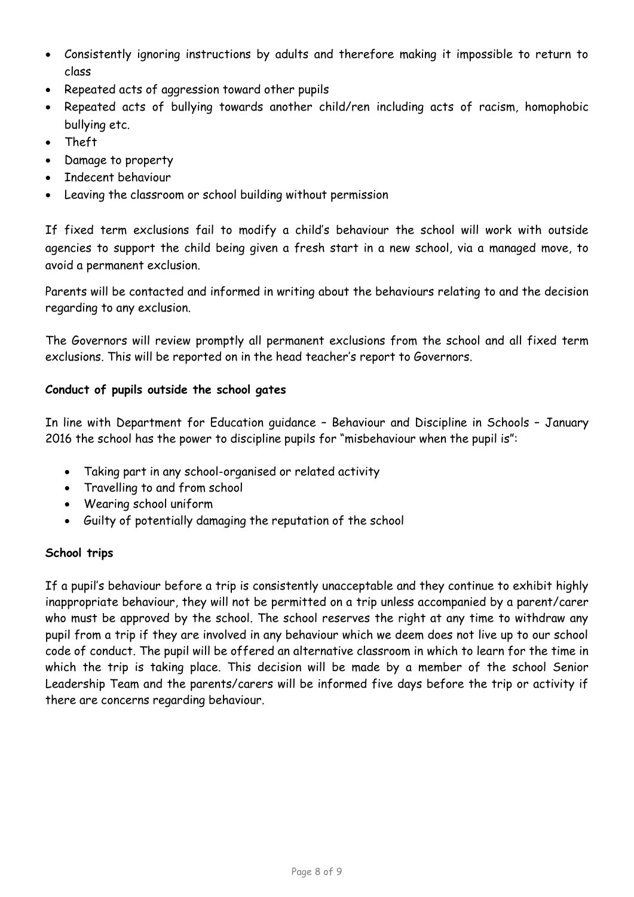- Consistently ignoring instructions by adults and therefore making it impossible to return to class
- Repeated acts of aggression toward other pupils
- Repeated acts of bullying towards another child/ren including acts of racism, homophobic bullying etc.
- Theft
- Damage to property
- Indecent behaviour
- Leaving the classroom or school building without permission

If fixed term exclusions fail to modify a child's behaviour the school will work with outside agencies to support the child being given a fresh start in a new school, via a managed move, to avoid a permanent exclusion.

Parents will be contacted and informed in writing about the behaviours relating to and the decision regarding to any exclusion.

The Governors will review promptly all permanent exclusions from the school and all fixed term exclusions. This will be reported on in the head teacher's report to Governors.

**Conduct of pupils outside the school gates**

In line with Department for Education guidance – Behaviour and Discipline in Schools – January 2016 the school has the power to discipline pupils for "misbehaviour when the pupil is":

- Taking part in any school-organised or related activity
- Travelling to and from school
- Wearing school uniform
- Guilty of potentially damaging the reputation of the school

**School trips**

If a pupil's behaviour before a trip is consistently unacceptable and they continue to exhibit highly inappropriate behaviour, they will not be permitted on a trip unless accompanied by a parent/carer who must be approved by the school. The school reserves the right at any time to withdraw any pupil from a trip if they are involved in any behaviour which we deem does not live up to our school code of conduct. The pupil will be offered an alternative classroom in which to learn for the time in which the trip is taking place. This decision will be made by a member of the school Senior Leadership Team and the parents/carers will be informed five days before the trip or activity if there are concerns regarding behaviour.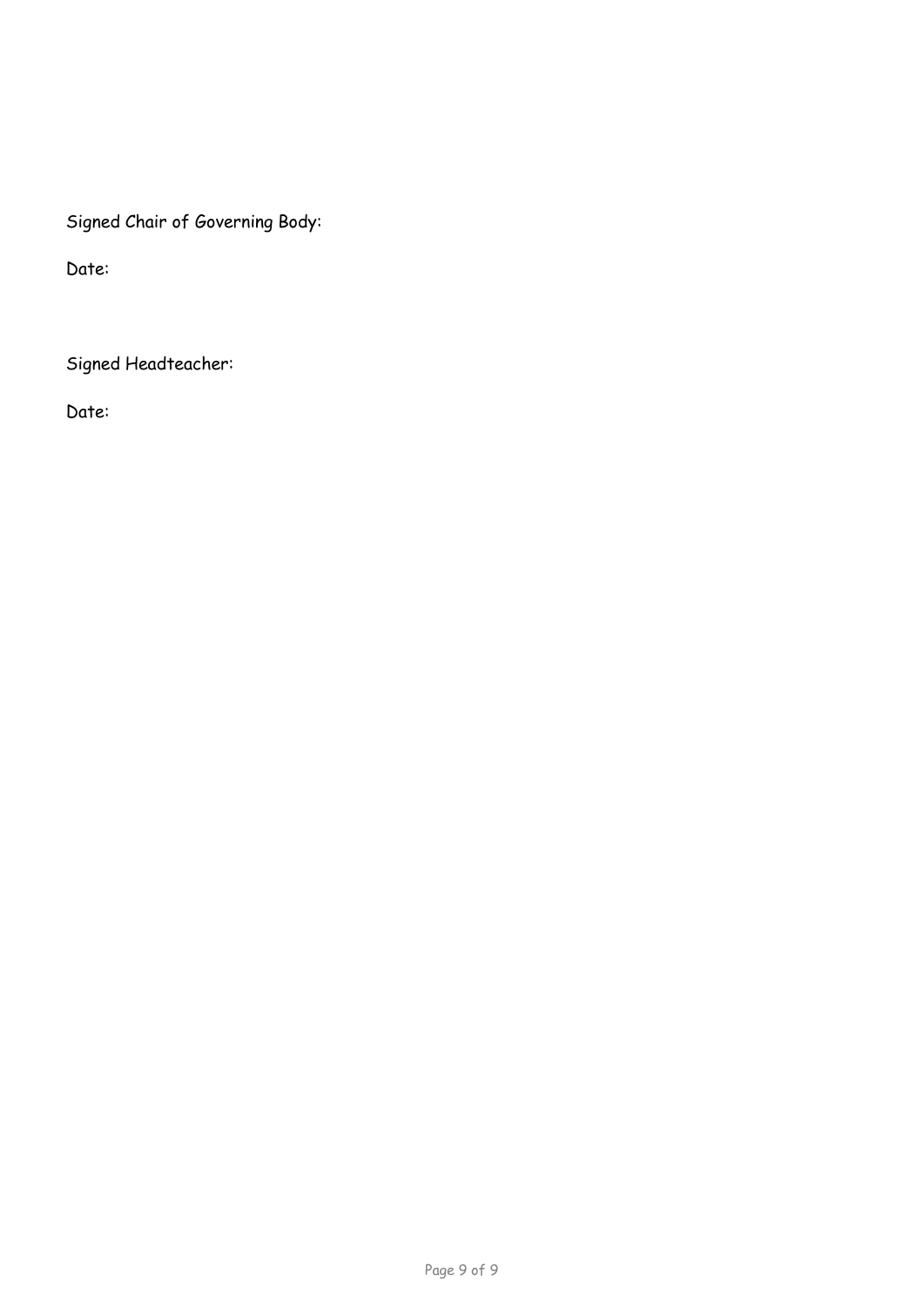Signed Chair of Governing Body:

Date:

Signed Headteacher:

Date: